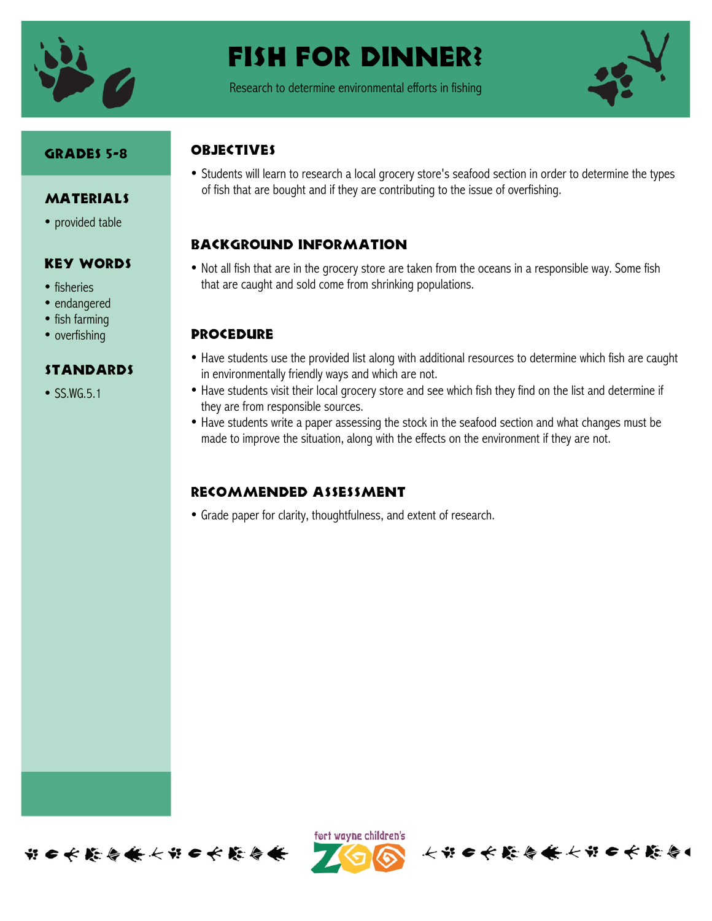# Fish for Dinner?

Research to determine environmental efforts in fishing

## Grades 5-8

## Materials

- provided table

## Key Words

- fisheries
- endangered
- fish farming
- overfishing

## Standards

- SS.WG.5.1

## Objectives

- Students will learn to research a local grocery store's seafood section in order to determine the types of fish that are bought and if they are contributing to the issue of overfishing.

## Background Information

- Not all fish that are in the grocery store are taken from the oceans in a responsible way. Some fish that are caught and sold come from shrinking populations.

## Procedure

- Have students use the provided list along with additional resources to determine which fish are caught in environmentally friendly ways and which are not.
- Have students visit their local grocery store and see which fish they find on the list and determine if they are from responsible sources.
- Have students write a paper assessing the stock in the seafood section and what changes must be made to improve the situation, along with the effects on the environment if they are not.

## Recommended Assessment

- Grade paper for clarity, thoughtfulness, and extent of research.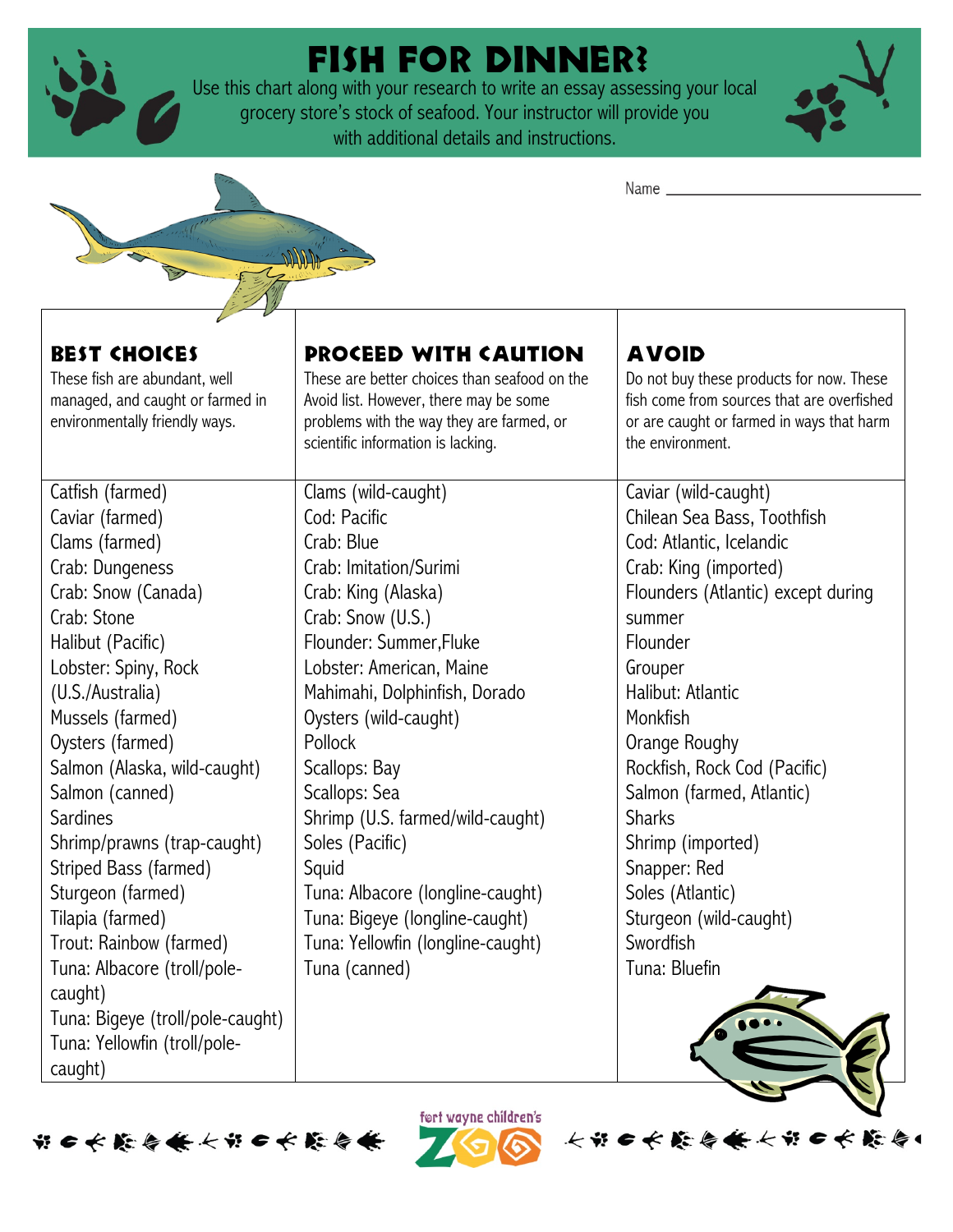# FISH FOR DINNER?

Use this chart along with your research to write an essay assessing your local grocery store's stock of seafood. Your instructor will provide you with additional details and instructions.

Name ______________________________

| **BEST CHOICES**<br>These fish are abundant, well managed, and caught or farmed in environmentally friendly ways. | **PROCEED WITH CAUTION**<br>These are better choices than seafood on the Avoid list. However, there may be some problems with the way they are farmed, or scientific information is lacking. | **AVOID**<br>Do not buy these products for now. These fish come from sources that are overfished or are caught or farmed in ways that harm the environment. |
|---|---|---|
| Catfish (farmed)<br>Caviar (farmed)<br>Clams (farmed)<br>Crab: Dungeness<br>Crab: Snow (Canada)<br>Crab: Stone<br>Halibut (Pacific)<br>Lobster: Spiny, Rock (U.S./Australia)<br>Mussels (farmed)<br>Oysters (farmed)<br>Salmon (Alaska, wild-caught)<br>Salmon (canned)<br>Sardines<br>Shrimp/prawns (trap-caught)<br>Striped Bass (farmed)<br>Sturgeon (farmed)<br>Tilapia (farmed)<br>Trout: Rainbow (farmed)<br>Tuna: Albacore (troll/pole-caught)<br>Tuna: Bigeye (troll/pole-caught)<br>Tuna: Yellowfin (troll/pole-caught) | Clams (wild-caught)<br>Cod: Pacific<br>Crab: Blue<br>Crab: Imitation/Surimi<br>Crab: King (Alaska)<br>Crab: Snow (U.S.)<br>Flounder: Summer,Fluke<br>Lobster: American, Maine<br>Mahimahi, Dolphinfish, Dorado<br>Oysters (wild-caught)<br>Pollock<br>Scallops: Bay<br>Scallops: Sea<br>Shrimp (U.S. farmed/wild-caught)<br>Soles (Pacific)<br>Squid<br>Tuna: Albacore (longline-caught)<br>Tuna: Bigeye (longline-caught)<br>Tuna: Yellowfin (longline-caught)<br>Tuna (canned) | Caviar (wild-caught)<br>Chilean Sea Bass, Toothfish<br>Cod: Atlantic, Icelandic<br>Crab: King (imported)<br>Flounders (Atlantic) except during summer<br>Flounder<br>Grouper<br>Halibut: Atlantic<br>Monkfish<br>Orange Roughy<br>Rockfish, Rock Cod (Pacific)<br>Salmon (farmed, Atlantic)<br>Sharks<br>Shrimp (imported)<br>Snapper: Red<br>Soles (Atlantic)<br>Sturgeon (wild-caught)<br>Swordfish<br>Tuna: Bluefin |

fort wayne children's ZOO